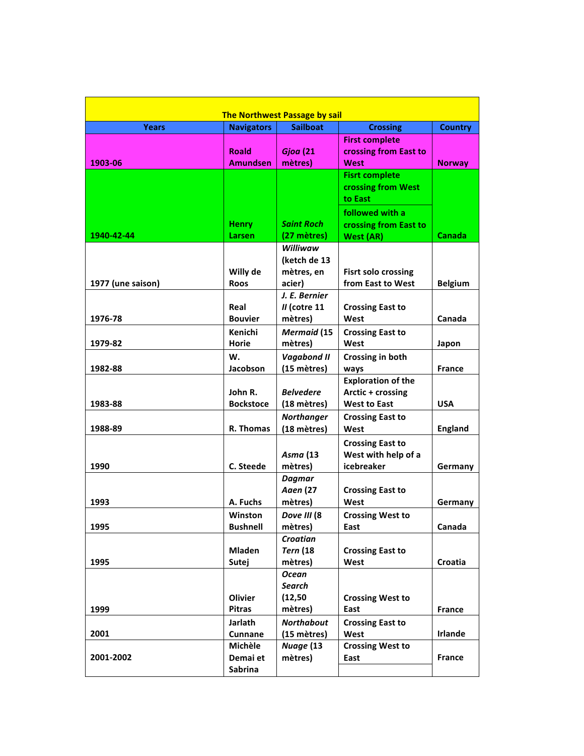| The Northwest Passage by sail | | | | |
|---|---|---|---|---|
| **Years** | **Navigators** | **Sailboat** | **Crossing** | **Country** |
| **1903-06** | **Roald Amundsen** | ***Gjoa* (21 mètres)** | **First complete crossing from East to West** | **Norway** |
| **1940-42-44** | **Henry Larsen** | ***Saint Roch* (27 mètres)** | **Fisrt complete crossing from West to East** **followed with a crossing from East to West (AR)** | **Canada** |
| **1977 (une saison)** | **Willy de Roos** | ***Williwaw* (ketch de 13 mètres, en acier)** | **Fisrt solo crossing from East to West** | **Belgium** |
| **1976-78** | **Real Bouvier** | ***J. E. Bernier II* (cotre 11 mètres)** | **Crossing East to West** | **Canada** |
| **1979-82** | **Kenichi Horie** | ***Mermaid* (15 mètres)** | **Crossing East to West** | **Japon** |
| **1982-88** | **W. Jacobson** | ***Vagabond II* (15 mètres)** | **Crossing in both ways** | **France** |
| **1983-88** | **John R. Bockstoce** | ***Belvedere* (18 mètres)** | **Exploration of the Arctic + crossing West to East** | **USA** |
| **1988-89** | **R. Thomas** | ***Northanger* (18 mètres)** | **Crossing East to West** | **England** |
| **1990** | **C. Steede** | ***Asma* (13 mètres)** | **Crossing East to West with help of a icebreaker** | **Germany** |
| **1993** | **A. Fuchs** | ***Dagmar Aaen* (27 mètres)** | **Crossing East to West** | **Germany** |
| **1995** | **Winston Bushnell** | ***Dove III* (8 mètres)** | **Crossing West to East** | **Canada** |
| **1995** | **Mladen Sutej** | ***Croatian Tern* (18 mètres)** | **Crossing East to West** | **Croatia** |
| **1999** | **Olivier Pitras** | ***Ocean Search* (12,50 mètres)** | **Crossing West to East** | **France** |
| **2001** | **Jarlath Cunnane** | ***Northabout* (15 mètres)** | **Crossing East to West** | **Irlande** |
| **2001-2002** | **Michèle Demai et Sabrina** | ***Nuage* (13 mètres)** | **Crossing West to East** | **France** |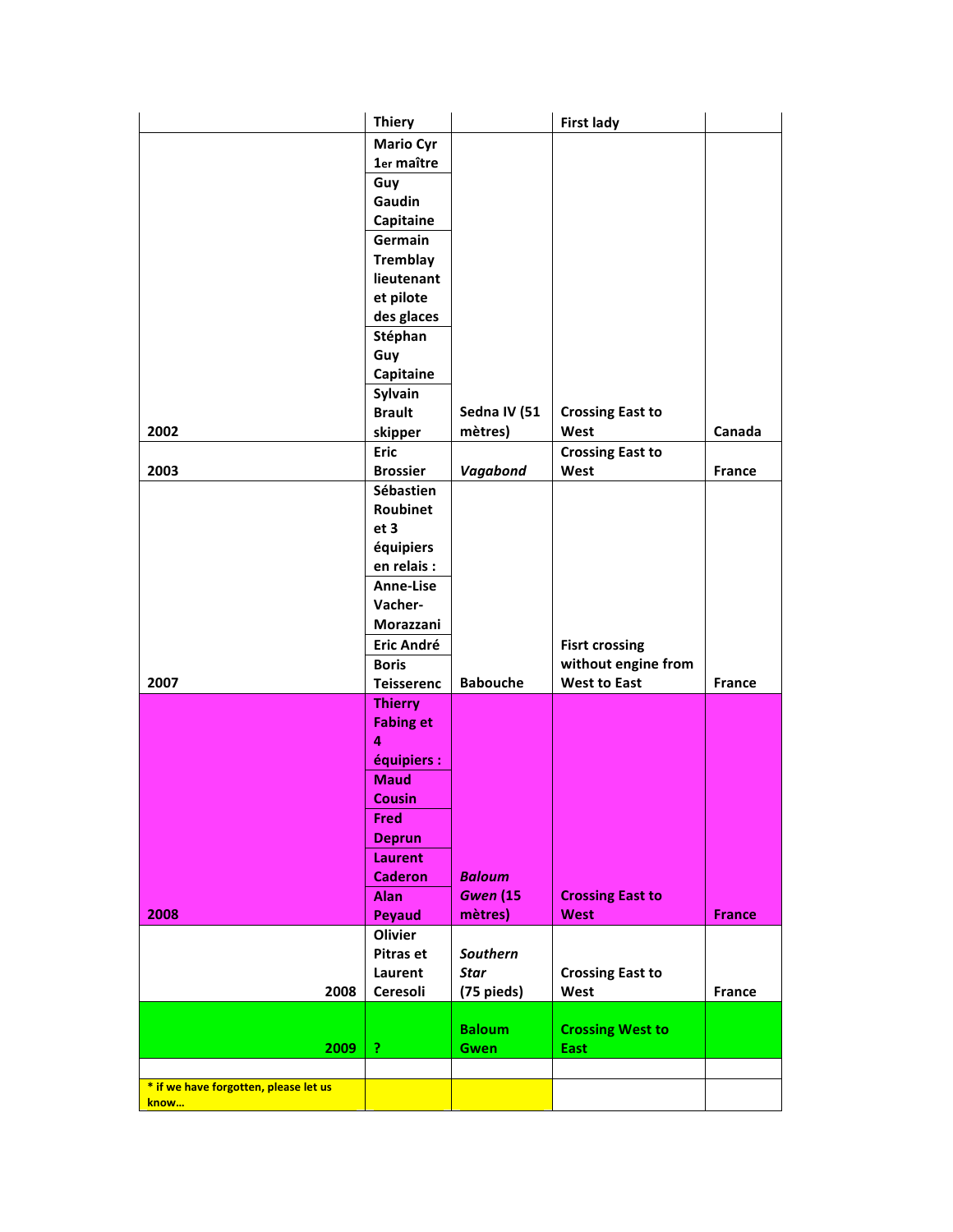| | | | | |
|---|---|---|---|---|
| | Thiery | | First lady | |
| 2002 | Mario Cyr 1er maître<br>Guy Gaudin Capitaine<br>Germain Tremblay lieutenant et pilote des glaces<br>Stéphan Guy Capitaine<br>Sylvain Brault skipper | Sedna IV (51 mètres) | Crossing East to West | Canada |
| 2003 | Eric Brossier | *Vagabond* | Crossing East to West | France |
| 2007 | Sébastien Roubinet et 3 équipiers en relais :<br>Anne-Lise Vacher-Morazzani<br>Eric André<br>Boris Teisserenc | Babouche | Fisrt crossing without engine from West to East | France |
| 2008 | Thierry Fabing et 4 équipiers :<br>Maud Cousin<br>Fred Deprun<br>Laurent Caderon<br>Alan Peyaud | ***Baloum Gwen*** **(15 mètres)** | Crossing East to West | France |
| 2008 | Olivier Pitras et Laurent Ceresoli | ***Southern Star*** **(75 pieds)** | Crossing East to West | France |
| 2009 | ? | Baloum Gwen | Crossing West to East | |
| | | | | |
| * if we have forgotten, please let us know… | | | | |